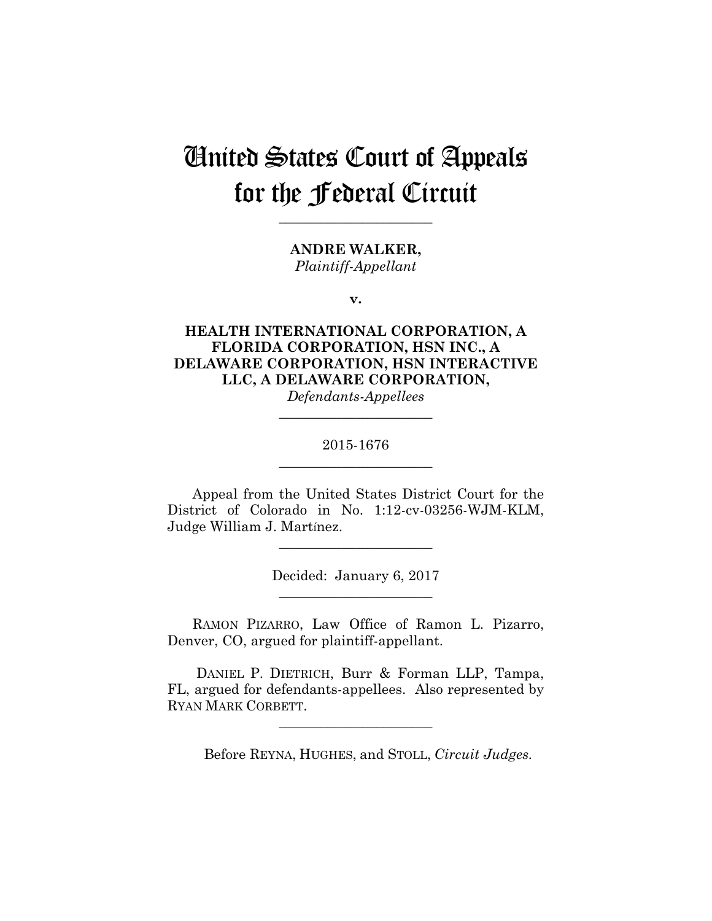# United States Court of Appeals for the Federal Circuit

______________________

**ANDRE WALKER,**
*Plaintiff-Appellant*

**v.**

**HEALTH INTERNATIONAL CORPORATION, A FLORIDA CORPORATION, HSN INC., A DELAWARE CORPORATION, HSN INTERACTIVE LLC, A DELAWARE CORPORATION,**
*Defendants-Appellees*

______________________

2015-1676

______________________

Appeal from the United States District Court for the District of Colorado in No. 1:12-cv-03256-WJM-KLM, Judge William J. Martínez.

______________________

Decided: January 6, 2017

______________________

RAMON PIZARRO, Law Office of Ramon L. Pizarro, Denver, CO, argued for plaintiff-appellant.

DANIEL P. DIETRICH, Burr & Forman LLP, Tampa, FL, argued for defendants-appellees. Also represented by RYAN MARK CORBETT.

______________________

Before REYNA, HUGHES, and STOLL, *Circuit Judges*.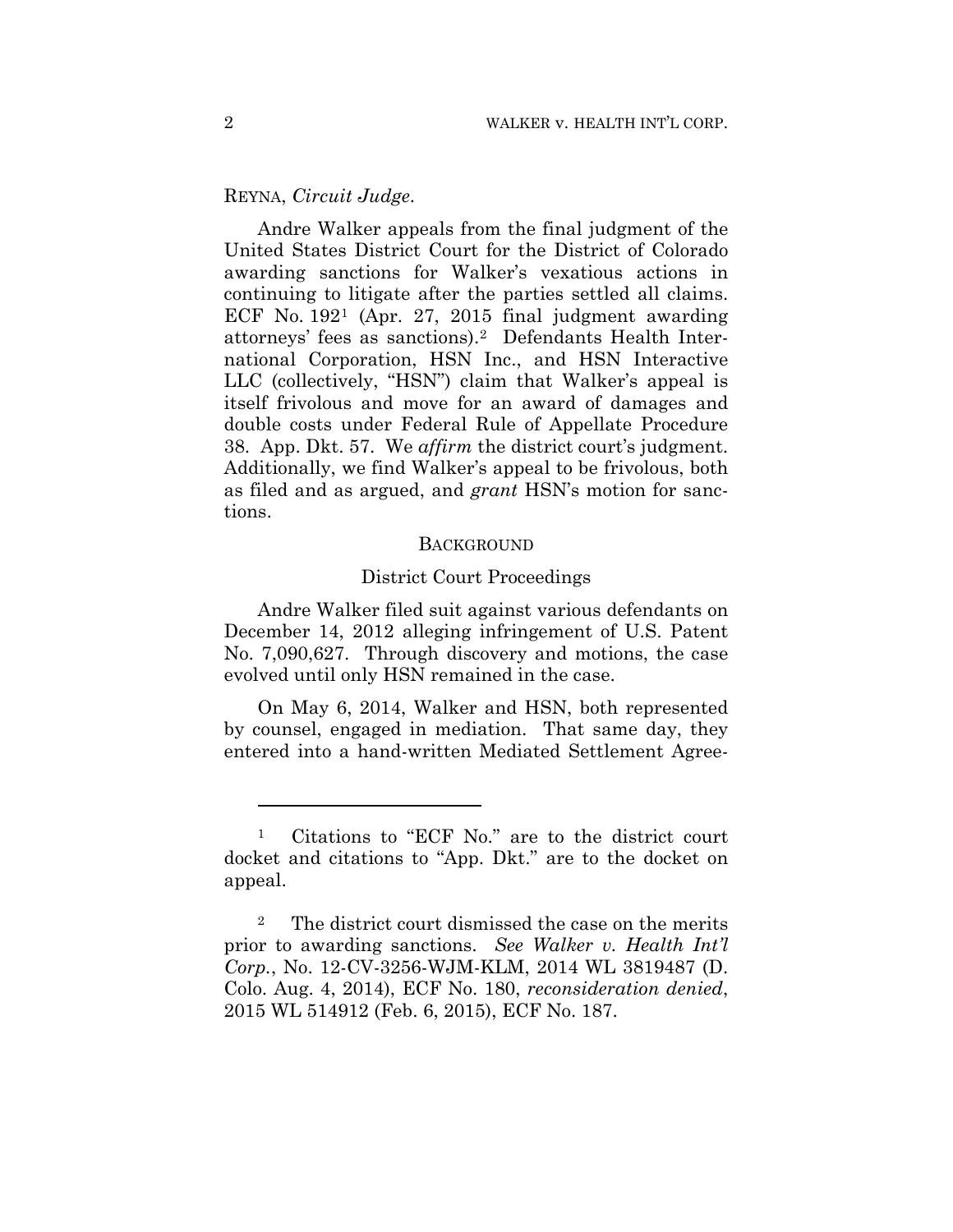REYNA, *Circuit Judge*.

Andre Walker appeals from the final judgment of the United States District Court for the District of Colorado awarding sanctions for Walker's vexatious actions in continuing to litigate after the parties settled all claims. ECF No. 192[1] (Apr. 27, 2015 final judgment awarding attorneys' fees as sanctions).[2] Defendants Health International Corporation, HSN Inc., and HSN Interactive LLC (collectively, "HSN") claim that Walker's appeal is itself frivolous and move for an award of damages and double costs under Federal Rule of Appellate Procedure 38. App. Dkt. 57. We *affirm* the district court's judgment. Additionally, we find Walker's appeal to be frivolous, both as filed and as argued, and *grant* HSN's motion for sanctions.

## BACKGROUND

### District Court Proceedings

Andre Walker filed suit against various defendants on December 14, 2012 alleging infringement of U.S. Patent No. 7,090,627. Through discovery and motions, the case evolved until only HSN remained in the case.

On May 6, 2014, Walker and HSN, both represented by counsel, engaged in mediation. That same day, they entered into a hand-written Mediated Settlement Agree-

---

[1] Citations to "ECF No." are to the district court docket and citations to "App. Dkt." are to the docket on appeal.

[2] The district court dismissed the case on the merits prior to awarding sanctions. *See Walker v. Health Int'l Corp.*, No. 12-CV-3256-WJM-KLM, 2014 WL 3819487 (D. Colo. Aug. 4, 2014), ECF No. 180, *reconsideration denied*, 2015 WL 514912 (Feb. 6, 2015), ECF No. 187.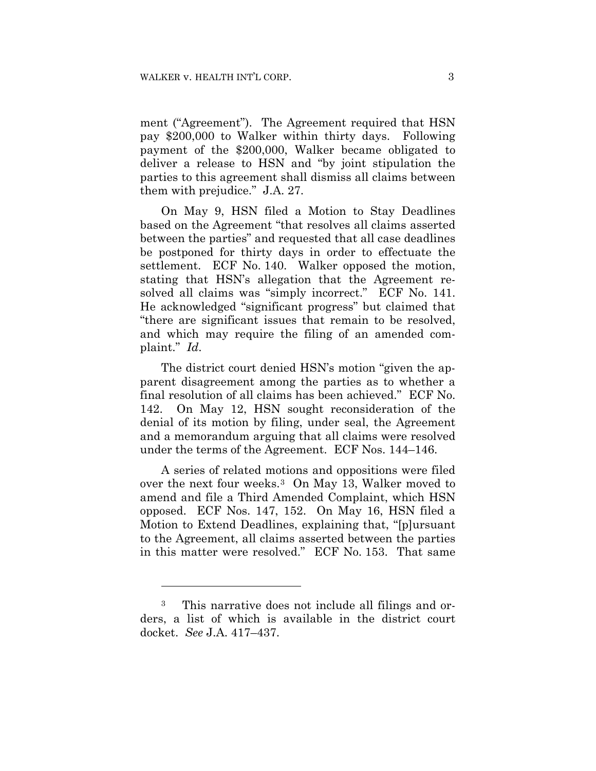ment ("Agreement"). The Agreement required that HSN pay $200,000 to Walker within thirty days. Following payment of the $200,000, Walker became obligated to deliver a release to HSN and "by joint stipulation the parties to this agreement shall dismiss all claims between them with prejudice." J.A. 27.

On May 9, HSN filed a Motion to Stay Deadlines based on the Agreement "that resolves all claims asserted between the parties" and requested that all case deadlines be postponed for thirty days in order to effectuate the settlement. ECF No. 140. Walker opposed the motion, stating that HSN's allegation that the Agreement resolved all claims was "simply incorrect." ECF No. 141. He acknowledged "significant progress" but claimed that "there are significant issues that remain to be resolved, and which may require the filing of an amended complaint." *Id*.

The district court denied HSN's motion "given the apparent disagreement among the parties as to whether a final resolution of all claims has been achieved." ECF No. 142. On May 12, HSN sought reconsideration of the denial of its motion by filing, under seal, the Agreement and a memorandum arguing that all claims were resolved under the terms of the Agreement. ECF Nos. 144–146.

A series of related motions and oppositions were filed over the next four weeks.[3] On May 13, Walker moved to amend and file a Third Amended Complaint, which HSN opposed. ECF Nos. 147, 152. On May 16, HSN filed a Motion to Extend Deadlines, explaining that, "[p]ursuant to the Agreement, all claims asserted between the parties in this matter were resolved." ECF No. 153. That same

---

[3] This narrative does not include all filings and orders, a list of which is available in the district court docket. *See* J.A. 417–437.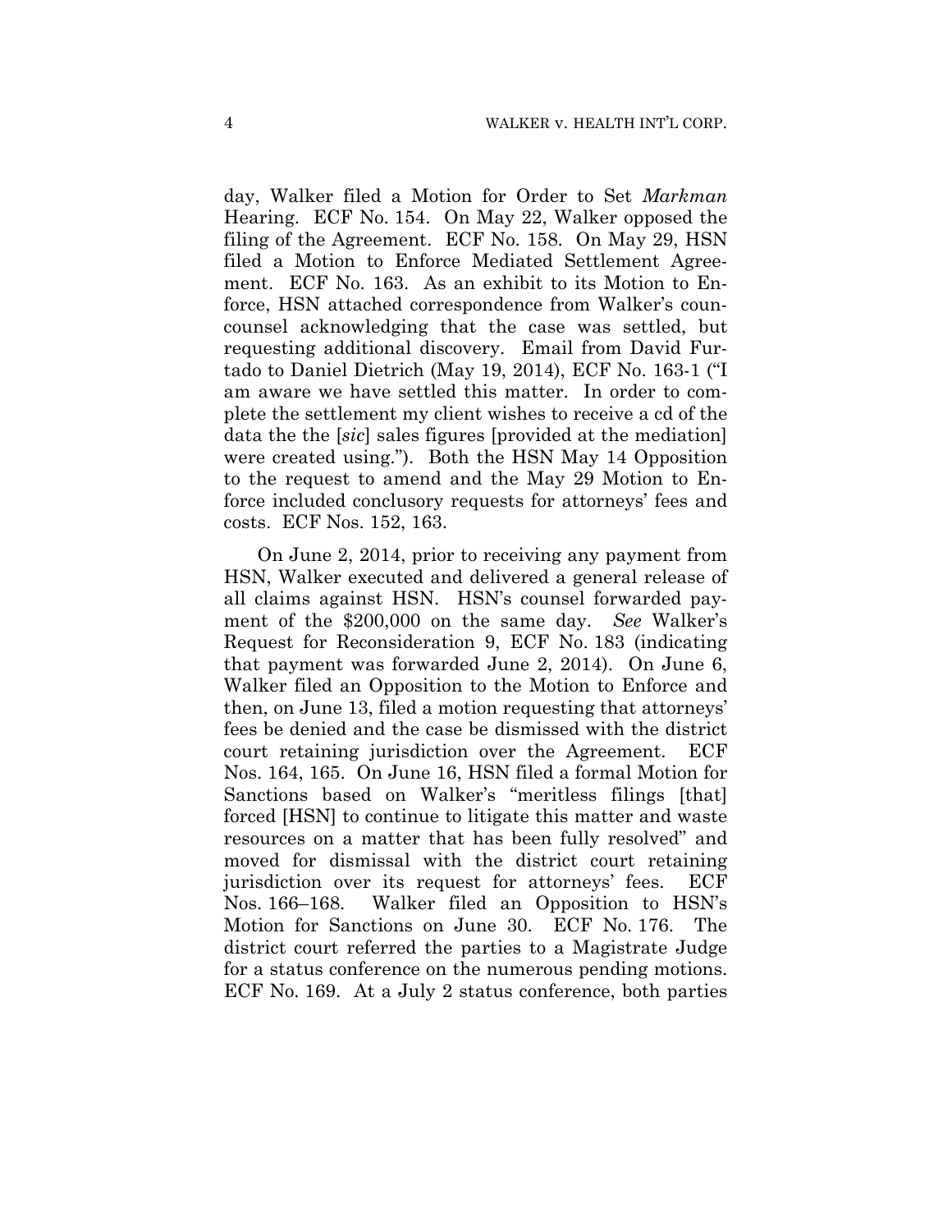day, Walker filed a Motion for Order to Set *Markman* Hearing. ECF No. 154. On May 22, Walker opposed the filing of the Agreement. ECF No. 158. On May 29, HSN filed a Motion to Enforce Mediated Settlement Agreement. ECF No. 163. As an exhibit to its Motion to Enforce, HSN attached correspondence from Walker's councounsel acknowledging that the case was settled, but requesting additional discovery. Email from David Furtado to Daniel Dietrich (May 19, 2014), ECF No. 163-1 ("I am aware we have settled this matter. In order to complete the settlement my client wishes to receive a cd of the data the the [*sic*] sales figures [provided at the mediation] were created using."). Both the HSN May 14 Opposition to the request to amend and the May 29 Motion to Enforce included conclusory requests for attorneys' fees and costs. ECF Nos. 152, 163.

On June 2, 2014, prior to receiving any payment from HSN, Walker executed and delivered a general release of all claims against HSN. HSN's counsel forwarded payment of the $200,000 on the same day. *See* Walker's Request for Reconsideration 9, ECF No. 183 (indicating that payment was forwarded June 2, 2014). On June 6, Walker filed an Opposition to the Motion to Enforce and then, on June 13, filed a motion requesting that attorneys' fees be denied and the case be dismissed with the district court retaining jurisdiction over the Agreement. ECF Nos. 164, 165. On June 16, HSN filed a formal Motion for Sanctions based on Walker's "meritless filings [that] forced [HSN] to continue to litigate this matter and waste resources on a matter that has been fully resolved" and moved for dismissal with the district court retaining jurisdiction over its request for attorneys' fees. ECF Nos. 166–168. Walker filed an Opposition to HSN's Motion for Sanctions on June 30. ECF No. 176. The district court referred the parties to a Magistrate Judge for a status conference on the numerous pending motions. ECF No. 169. At a July 2 status conference, both parties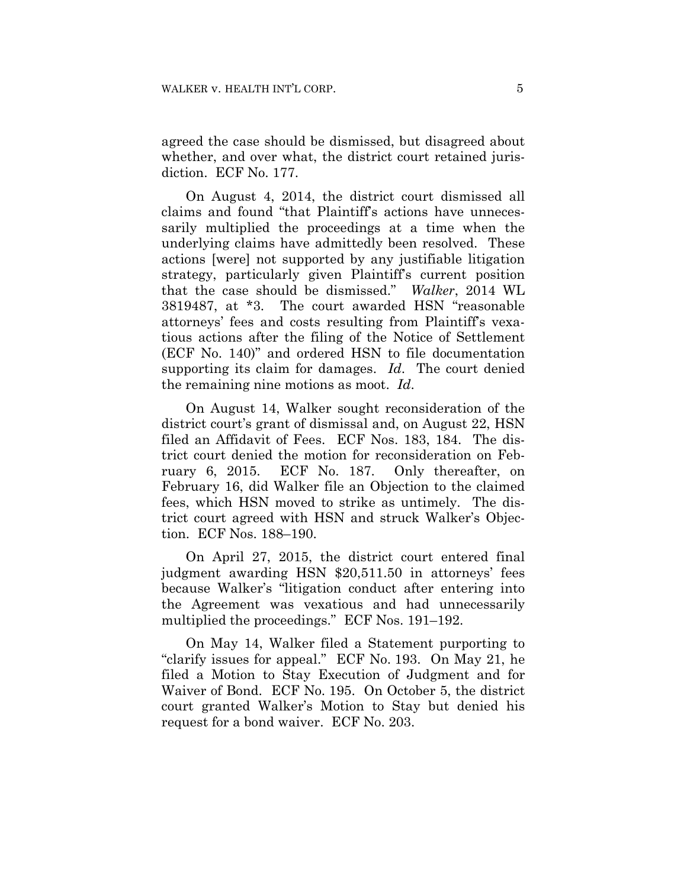agreed the case should be dismissed, but disagreed about whether, and over what, the district court retained jurisdiction. ECF No. 177.

On August 4, 2014, the district court dismissed all claims and found "that Plaintiff's actions have unnecessarily multiplied the proceedings at a time when the underlying claims have admittedly been resolved. These actions [were] not supported by any justifiable litigation strategy, particularly given Plaintiff's current position that the case should be dismissed." *Walker*, 2014 WL 3819487, at *3. The court awarded HSN "reasonable attorneys' fees and costs resulting from Plaintiff's vexatious actions after the filing of the Notice of Settlement (ECF No. 140)" and ordered HSN to file documentation supporting its claim for damages. *Id*. The court denied the remaining nine motions as moot. *Id*.

On August 14, Walker sought reconsideration of the district court's grant of dismissal and, on August 22, HSN filed an Affidavit of Fees. ECF Nos. 183, 184. The district court denied the motion for reconsideration on February 6, 2015. ECF No. 187. Only thereafter, on February 16, did Walker file an Objection to the claimed fees, which HSN moved to strike as untimely. The district court agreed with HSN and struck Walker's Objection. ECF Nos. 188–190.

On April 27, 2015, the district court entered final judgment awarding HSN $20,511.50 in attorneys' fees because Walker's "litigation conduct after entering into the Agreement was vexatious and had unnecessarily multiplied the proceedings." ECF Nos. 191–192.

On May 14, Walker filed a Statement purporting to "clarify issues for appeal." ECF No. 193. On May 21, he filed a Motion to Stay Execution of Judgment and for Waiver of Bond. ECF No. 195. On October 5, the district court granted Walker's Motion to Stay but denied his request for a bond waiver. ECF No. 203.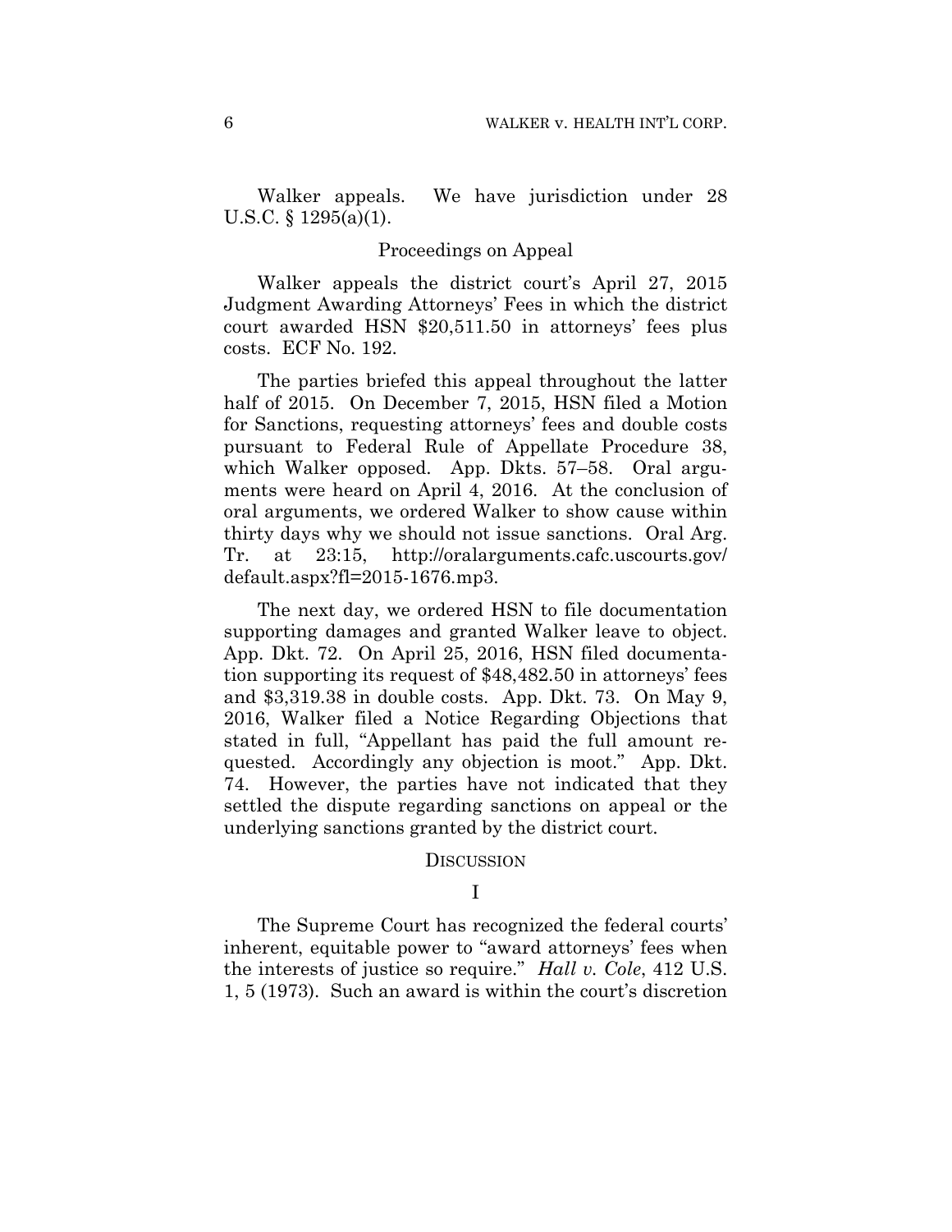Walker appeals. We have jurisdiction under 28 U.S.C. § 1295(a)(1).

## Proceedings on Appeal

Walker appeals the district court's April 27, 2015 Judgment Awarding Attorneys' Fees in which the district court awarded HSN $20,511.50 in attorneys' fees plus costs. ECF No. 192.

The parties briefed this appeal throughout the latter half of 2015. On December 7, 2015, HSN filed a Motion for Sanctions, requesting attorneys' fees and double costs pursuant to Federal Rule of Appellate Procedure 38, which Walker opposed. App. Dkts. 57–58. Oral arguments were heard on April 4, 2016. At the conclusion of oral arguments, we ordered Walker to show cause within thirty days why we should not issue sanctions. Oral Arg. Tr. at 23:15, http://oralarguments.cafc.uscourts.gov/default.aspx?fl=2015-1676.mp3.

The next day, we ordered HSN to file documentation supporting damages and granted Walker leave to object. App. Dkt. 72. On April 25, 2016, HSN filed documentation supporting its request of $48,482.50 in attorneys' fees and $3,319.38 in double costs. App. Dkt. 73. On May 9, 2016, Walker filed a Notice Regarding Objections that stated in full, "Appellant has paid the full amount requested. Accordingly any objection is moot." App. Dkt. 74. However, the parties have not indicated that they settled the dispute regarding sanctions on appeal or the underlying sanctions granted by the district court.

## DISCUSSION

### I

The Supreme Court has recognized the federal courts' inherent, equitable power to "award attorneys' fees when the interests of justice so require." *Hall v. Cole*, 412 U.S. 1, 5 (1973). Such an award is within the court's discretion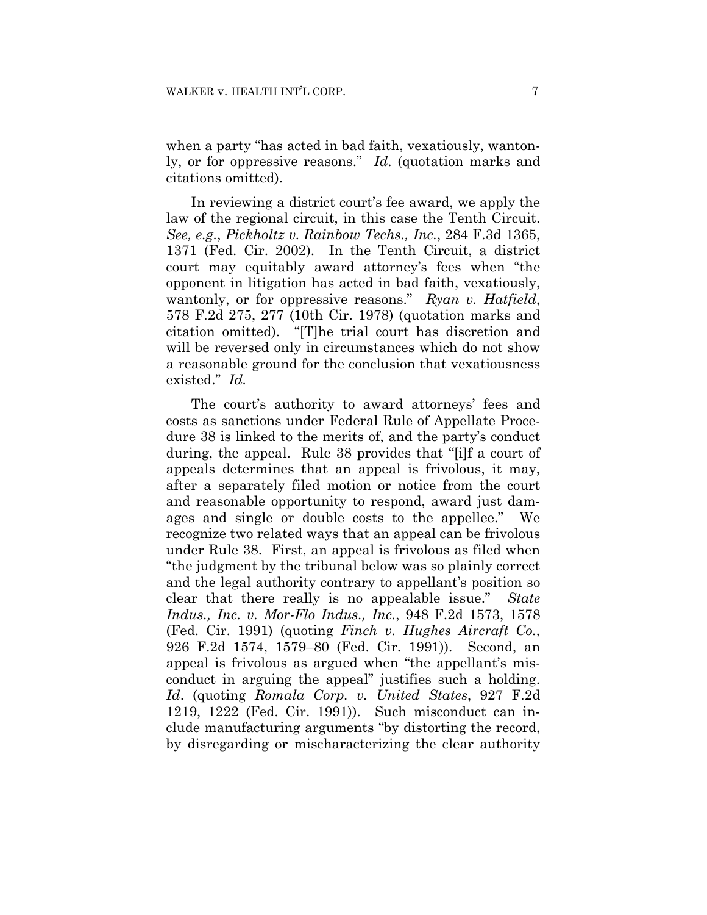when a party "has acted in bad faith, vexatiously, wantonly, or for oppressive reasons." *Id*. (quotation marks and citations omitted).

In reviewing a district court's fee award, we apply the law of the regional circuit, in this case the Tenth Circuit. *See, e.g.*, *Pickholtz v. Rainbow Techs., Inc.*, 284 F.3d 1365, 1371 (Fed. Cir. 2002). In the Tenth Circuit, a district court may equitably award attorney's fees when "the opponent in litigation has acted in bad faith, vexatiously, wantonly, or for oppressive reasons." *Ryan v. Hatfield*, 578 F.2d 275, 277 (10th Cir. 1978) (quotation marks and citation omitted). "[T]he trial court has discretion and will be reversed only in circumstances which do not show a reasonable ground for the conclusion that vexatiousness existed." *Id.*

The court's authority to award attorneys' fees and costs as sanctions under Federal Rule of Appellate Procedure 38 is linked to the merits of, and the party's conduct during, the appeal. Rule 38 provides that "[i]f a court of appeals determines that an appeal is frivolous, it may, after a separately filed motion or notice from the court and reasonable opportunity to respond, award just damages and single or double costs to the appellee." We recognize two related ways that an appeal can be frivolous under Rule 38. First, an appeal is frivolous as filed when "the judgment by the tribunal below was so plainly correct and the legal authority contrary to appellant's position so clear that there really is no appealable issue." *State Indus., Inc. v. Mor-Flo Indus., Inc.*, 948 F.2d 1573, 1578 (Fed. Cir. 1991) (quoting *Finch v. Hughes Aircraft Co.*, 926 F.2d 1574, 1579–80 (Fed. Cir. 1991)). Second, an appeal is frivolous as argued when "the appellant's misconduct in arguing the appeal" justifies such a holding. *Id*. (quoting *Romala Corp. v. United States*, 927 F.2d 1219, 1222 (Fed. Cir. 1991)). Such misconduct can include manufacturing arguments "by distorting the record, by disregarding or mischaracterizing the clear authority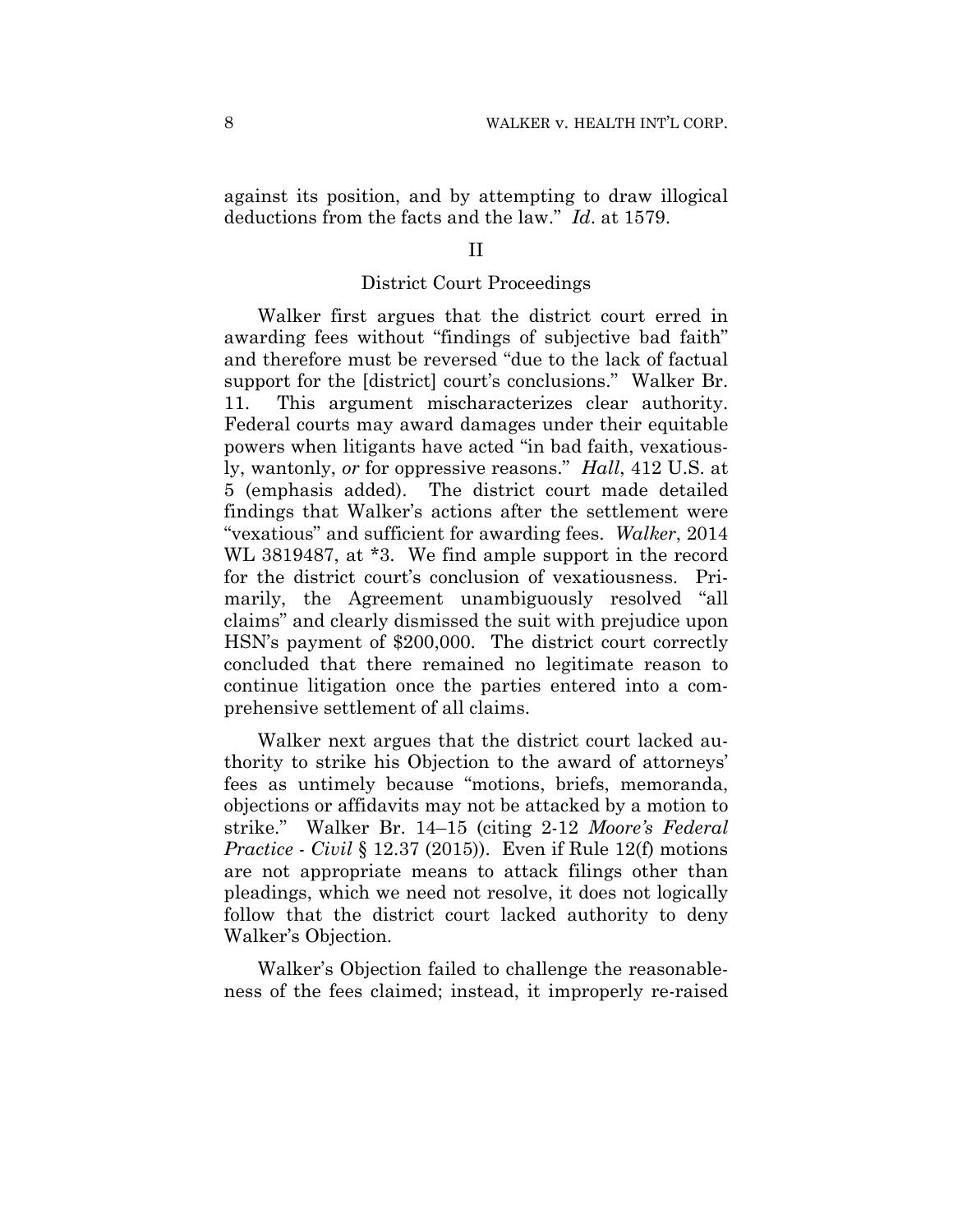against its position, and by attempting to draw illogical deductions from the facts and the law." *Id*. at 1579.

## II

### District Court Proceedings

Walker first argues that the district court erred in awarding fees without "findings of subjective bad faith" and therefore must be reversed "due to the lack of factual support for the [district] court's conclusions." Walker Br. 11. This argument mischaracterizes clear authority. Federal courts may award damages under their equitable powers when litigants have acted "in bad faith, vexatiously, wantonly, *or* for oppressive reasons." *Hall*, 412 U.S. at 5 (emphasis added). The district court made detailed findings that Walker's actions after the settlement were "vexatious" and sufficient for awarding fees. *Walker*, 2014 WL 3819487, at *3. We find ample support in the record for the district court's conclusion of vexatiousness. Primarily, the Agreement unambiguously resolved "all claims" and clearly dismissed the suit with prejudice upon HSN's payment of $200,000. The district court correctly concluded that there remained no legitimate reason to continue litigation once the parties entered into a comprehensive settlement of all claims.

Walker next argues that the district court lacked authority to strike his Objection to the award of attorneys' fees as untimely because "motions, briefs, memoranda, objections or affidavits may not be attacked by a motion to strike." Walker Br. 14–15 (citing 2-12 *Moore's Federal Practice - Civil* § 12.37 (2015)). Even if Rule 12(f) motions are not appropriate means to attack filings other than pleadings, which we need not resolve, it does not logically follow that the district court lacked authority to deny Walker's Objection.

Walker's Objection failed to challenge the reasonableness of the fees claimed; instead, it improperly re-raised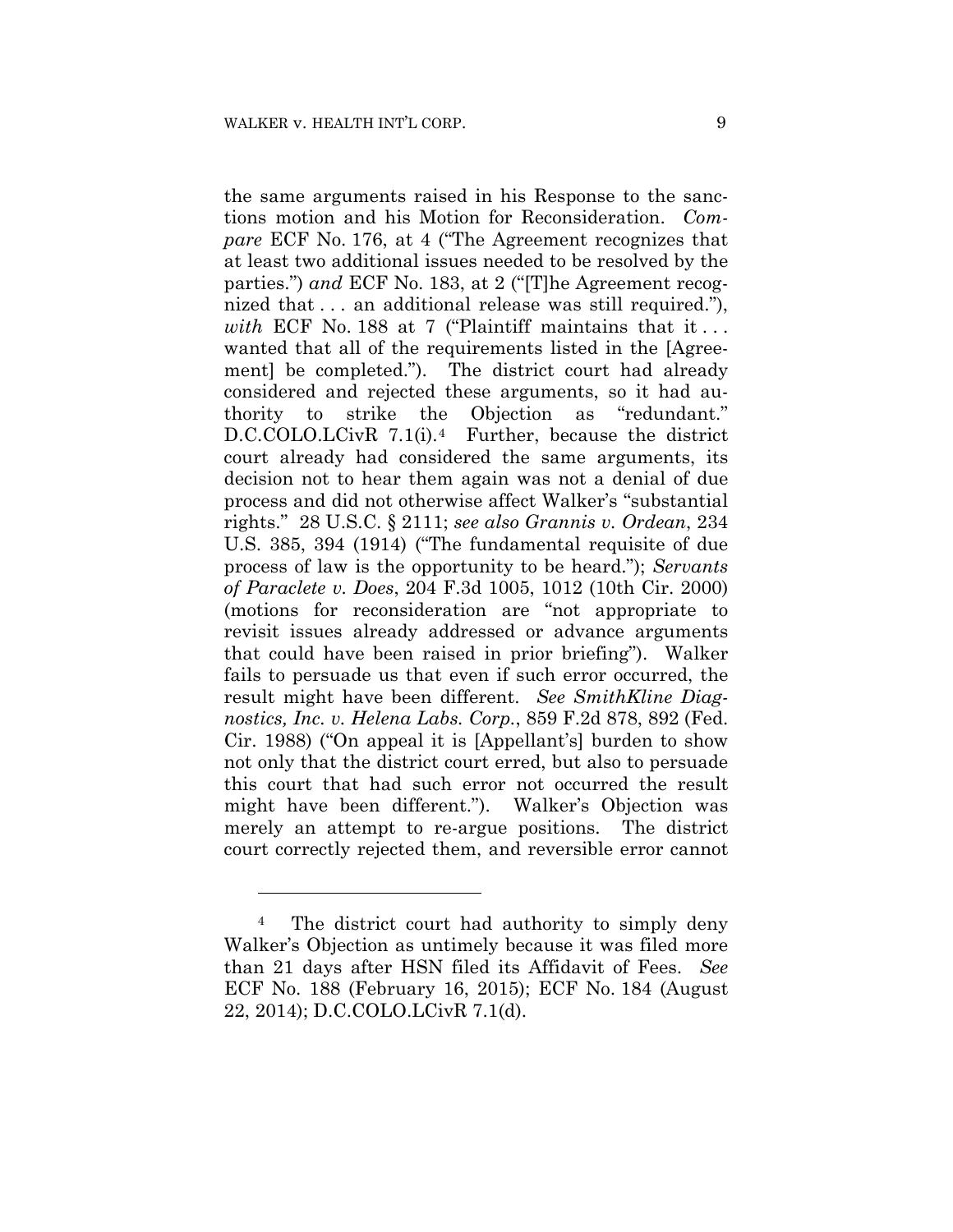the same arguments raised in his Response to the sanctions motion and his Motion for Reconsideration. *Compare* ECF No. 176, at 4 ("The Agreement recognizes that at least two additional issues needed to be resolved by the parties.") *and* ECF No. 183, at 2 ("[T]he Agreement recognized that . . . an additional release was still required."), *with* ECF No. 188 at 7 ("Plaintiff maintains that it . . . wanted that all of the requirements listed in the [Agreement] be completed."). The district court had already considered and rejected these arguments, so it had authority to strike the Objection as "redundant." D.C.COLO.LCivR 7.1(i).[4] Further, because the district court already had considered the same arguments, its decision not to hear them again was not a denial of due process and did not otherwise affect Walker's "substantial rights." 28 U.S.C. § 2111; *see also Grannis v. Ordean*, 234 U.S. 385, 394 (1914) ("The fundamental requisite of due process of law is the opportunity to be heard."); *Servants of Paraclete v. Does*, 204 F.3d 1005, 1012 (10th Cir. 2000) (motions for reconsideration are "not appropriate to revisit issues already addressed or advance arguments that could have been raised in prior briefing"). Walker fails to persuade us that even if such error occurred, the result might have been different. *See SmithKline Diagnostics, Inc. v. Helena Labs. Corp.*, 859 F.2d 878, 892 (Fed. Cir. 1988) ("On appeal it is [Appellant's] burden to show not only that the district court erred, but also to persuade this court that had such error not occurred the result might have been different."). Walker's Objection was merely an attempt to re-argue positions. The district court correctly rejected them, and reversible error cannot

[4] The district court had authority to simply deny Walker's Objection as untimely because it was filed more than 21 days after HSN filed its Affidavit of Fees. *See* ECF No. 188 (February 16, 2015); ECF No. 184 (August 22, 2014); D.C.COLO.LCivR 7.1(d).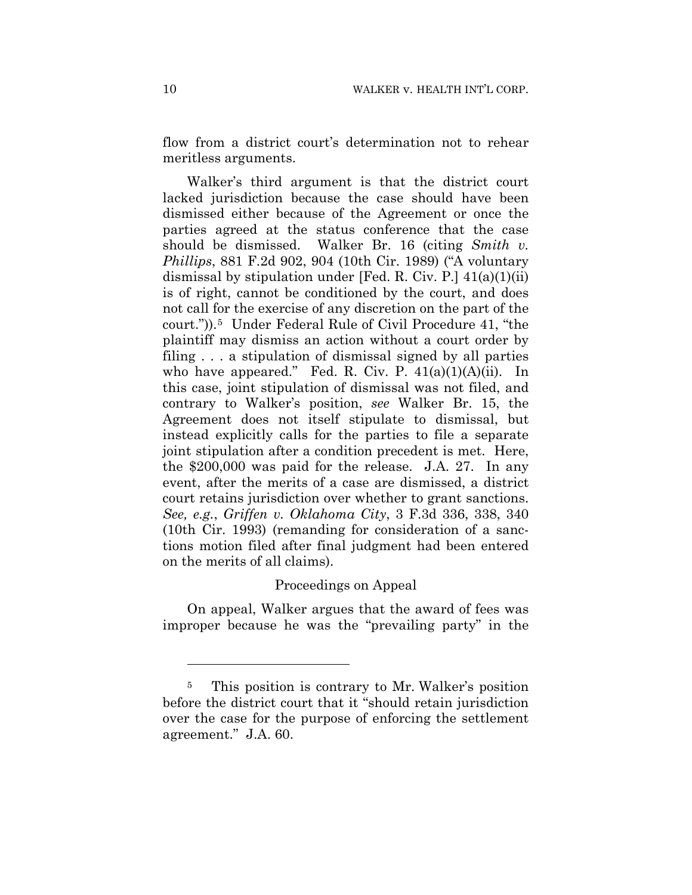flow from a district court's determination not to rehear meritless arguments.

Walker's third argument is that the district court lacked jurisdiction because the case should have been dismissed either because of the Agreement or once the parties agreed at the status conference that the case should be dismissed. Walker Br. 16 (citing *Smith v. Phillips*, 881 F.2d 902, 904 (10th Cir. 1989) ("A voluntary dismissal by stipulation under [Fed. R. Civ. P.] 41(a)(1)(ii) is of right, cannot be conditioned by the court, and does not call for the exercise of any discretion on the part of the court.")).[5] Under Federal Rule of Civil Procedure 41, "the plaintiff may dismiss an action without a court order by filing . . . a stipulation of dismissal signed by all parties who have appeared." Fed. R. Civ. P. 41(a)(1)(A)(ii). In this case, joint stipulation of dismissal was not filed, and contrary to Walker's position, *see* Walker Br. 15, the Agreement does not itself stipulate to dismissal, but instead explicitly calls for the parties to file a separate joint stipulation after a condition precedent is met. Here, the $200,000 was paid for the release. J.A. 27. In any event, after the merits of a case are dismissed, a district court retains jurisdiction over whether to grant sanctions. *See, e.g.*, *Griffen v. Oklahoma City*, 3 F.3d 336, 338, 340 (10th Cir. 1993) (remanding for consideration of a sanctions motion filed after final judgment had been entered on the merits of all claims).

Proceedings on Appeal

On appeal, Walker argues that the award of fees was improper because he was the "prevailing party" in the

---

[5] This position is contrary to Mr. Walker's position before the district court that it "should retain jurisdiction over the case for the purpose of enforcing the settlement agreement." J.A. 60.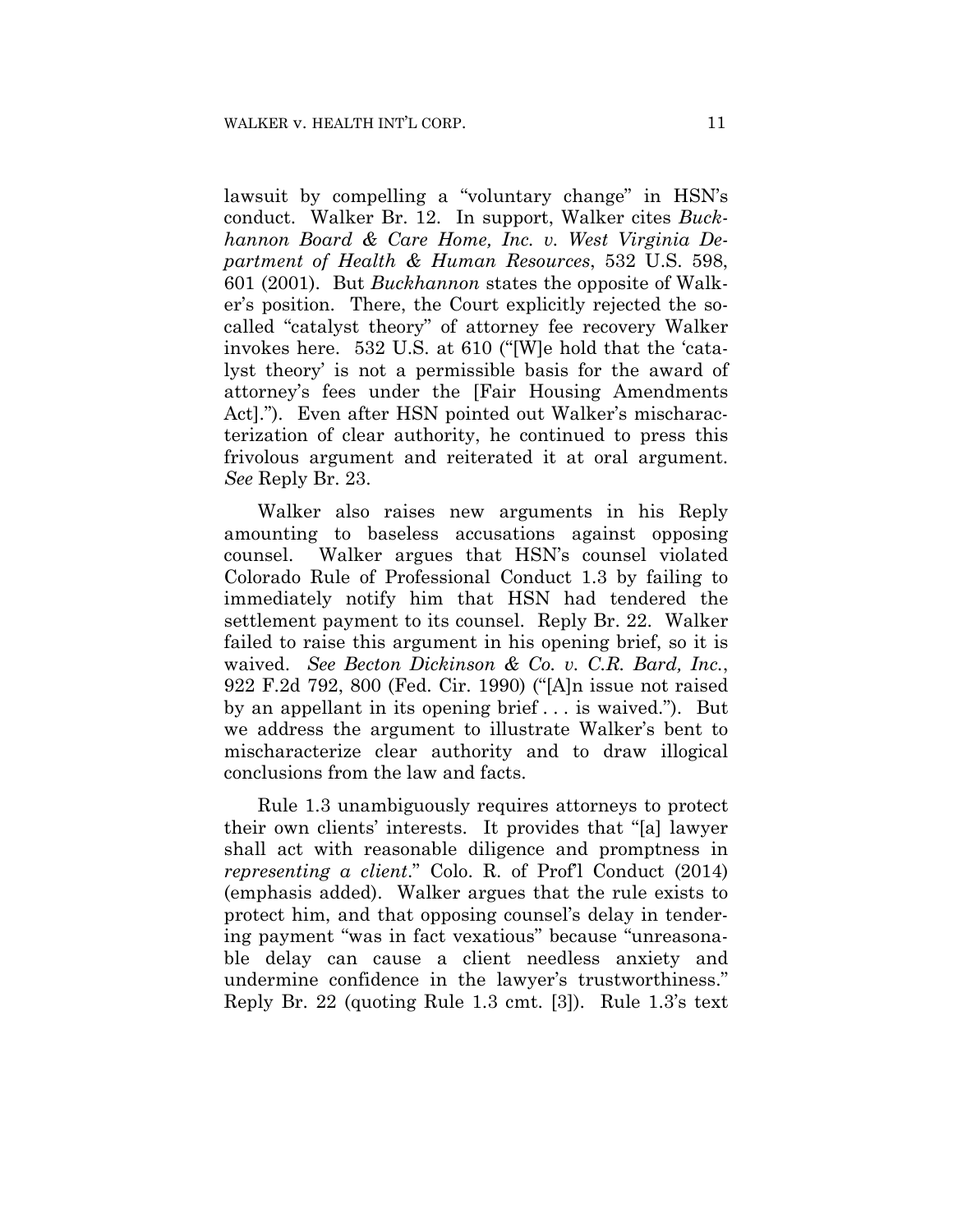lawsuit by compelling a "voluntary change" in HSN's conduct. Walker Br. 12. In support, Walker cites *Buckhannon Board & Care Home, Inc. v. West Virginia Department of Health & Human Resources*, 532 U.S. 598, 601 (2001). But *Buckhannon* states the opposite of Walker's position. There, the Court explicitly rejected the so-called "catalyst theory" of attorney fee recovery Walker invokes here. 532 U.S. at 610 ("[W]e hold that the 'catalyst theory' is not a permissible basis for the award of attorney's fees under the [Fair Housing Amendments Act]."). Even after HSN pointed out Walker's mischaracterization of clear authority, he continued to press this frivolous argument and reiterated it at oral argument. *See* Reply Br. 23.

Walker also raises new arguments in his Reply amounting to baseless accusations against opposing counsel. Walker argues that HSN's counsel violated Colorado Rule of Professional Conduct 1.3 by failing to immediately notify him that HSN had tendered the settlement payment to its counsel. Reply Br. 22. Walker failed to raise this argument in his opening brief, so it is waived. *See Becton Dickinson & Co. v. C.R. Bard, Inc.*, 922 F.2d 792, 800 (Fed. Cir. 1990) ("[A]n issue not raised by an appellant in its opening brief . . . is waived."). But we address the argument to illustrate Walker's bent to mischaracterize clear authority and to draw illogical conclusions from the law and facts.

Rule 1.3 unambiguously requires attorneys to protect their own clients' interests. It provides that "[a] lawyer shall act with reasonable diligence and promptness in *representing a client*." Colo. R. of Prof'l Conduct (2014) (emphasis added). Walker argues that the rule exists to protect him, and that opposing counsel's delay in tendering payment "was in fact vexatious" because "unreasonable delay can cause a client needless anxiety and undermine confidence in the lawyer's trustworthiness." Reply Br. 22 (quoting Rule 1.3 cmt. [3]). Rule 1.3's text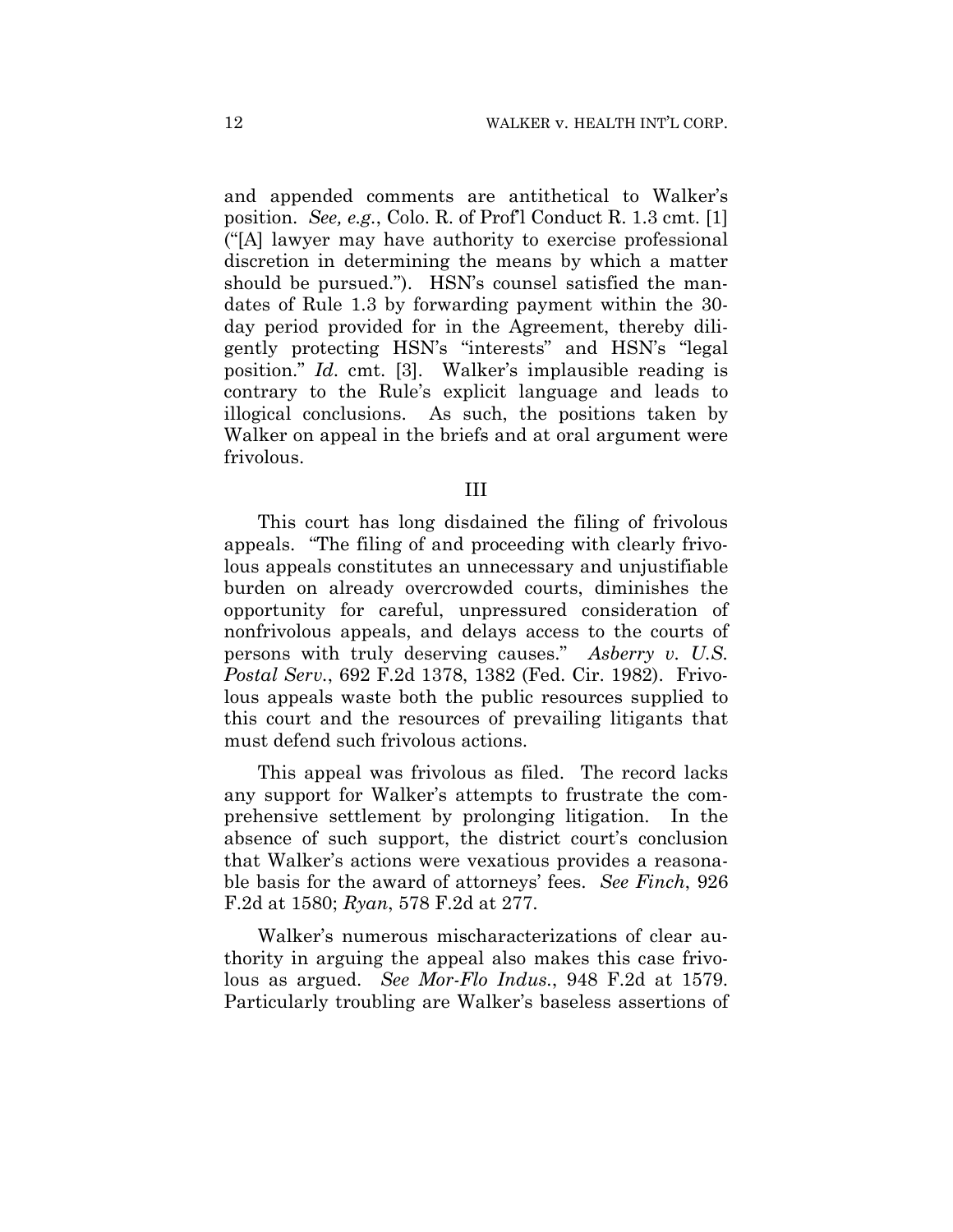and appended comments are antithetical to Walker's position. *See, e.g.*, Colo. R. of Prof'l Conduct R. 1.3 cmt. [1] ("[A] lawyer may have authority to exercise professional discretion in determining the means by which a matter should be pursued."). HSN's counsel satisfied the mandates of Rule 1.3 by forwarding payment within the 30-day period provided for in the Agreement, thereby diligently protecting HSN's "interests" and HSN's "legal position." *Id.* cmt. [3]. Walker's implausible reading is contrary to the Rule's explicit language and leads to illogical conclusions. As such, the positions taken by Walker on appeal in the briefs and at oral argument were frivolous.

## III

This court has long disdained the filing of frivolous appeals. "The filing of and proceeding with clearly frivolous appeals constitutes an unnecessary and unjustifiable burden on already overcrowded courts, diminishes the opportunity for careful, unpressured consideration of nonfrivolous appeals, and delays access to the courts of persons with truly deserving causes." *Asberry v. U.S. Postal Serv.*, 692 F.2d 1378, 1382 (Fed. Cir. 1982). Frivolous appeals waste both the public resources supplied to this court and the resources of prevailing litigants that must defend such frivolous actions.

This appeal was frivolous as filed. The record lacks any support for Walker's attempts to frustrate the comprehensive settlement by prolonging litigation. In the absence of such support, the district court's conclusion that Walker's actions were vexatious provides a reasonable basis for the award of attorneys' fees. *See Finch*, 926 F.2d at 1580; *Ryan*, 578 F.2d at 277.

Walker's numerous mischaracterizations of clear authority in arguing the appeal also makes this case frivolous as argued. *See Mor-Flo Indus.*, 948 F.2d at 1579. Particularly troubling are Walker's baseless assertions of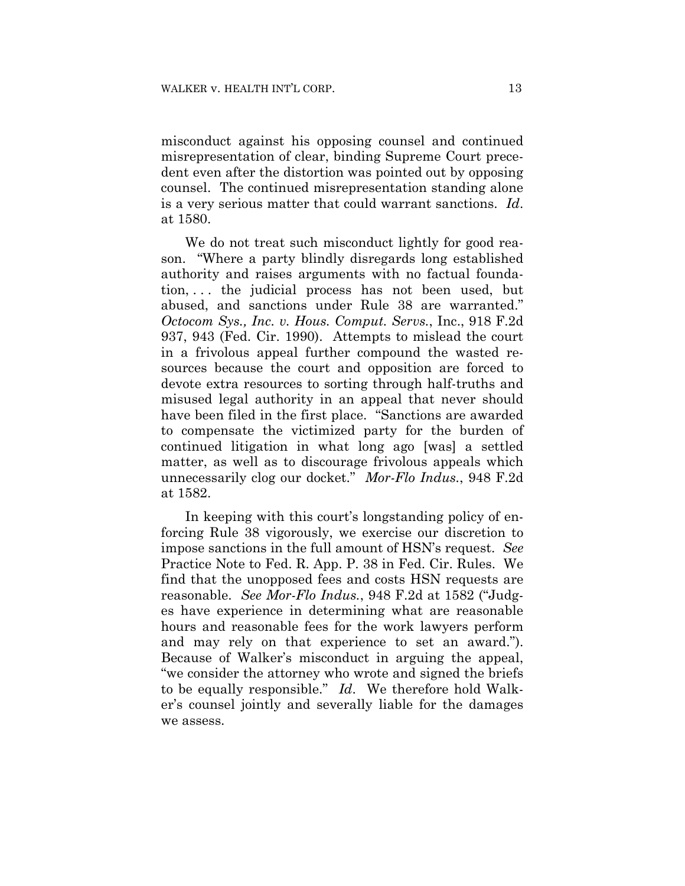misconduct against his opposing counsel and continued misrepresentation of clear, binding Supreme Court precedent even after the distortion was pointed out by opposing counsel. The continued misrepresentation standing alone is a very serious matter that could warrant sanctions. *Id*. at 1580.

We do not treat such misconduct lightly for good reason. "Where a party blindly disregards long established authority and raises arguments with no factual foundation, . . . the judicial process has not been used, but abused, and sanctions under Rule 38 are warranted." *Octocom Sys., Inc. v. Hous. Comput. Servs.*, Inc., 918 F.2d 937, 943 (Fed. Cir. 1990). Attempts to mislead the court in a frivolous appeal further compound the wasted resources because the court and opposition are forced to devote extra resources to sorting through half-truths and misused legal authority in an appeal that never should have been filed in the first place. "Sanctions are awarded to compensate the victimized party for the burden of continued litigation in what long ago [was] a settled matter, as well as to discourage frivolous appeals which unnecessarily clog our docket." *Mor-Flo Indus.*, 948 F.2d at 1582.

In keeping with this court's longstanding policy of enforcing Rule 38 vigorously, we exercise our discretion to impose sanctions in the full amount of HSN's request. *See* Practice Note to Fed. R. App. P. 38 in Fed. Cir. Rules. We find that the unopposed fees and costs HSN requests are reasonable. *See Mor-Flo Indus.*, 948 F.2d at 1582 ("Judges have experience in determining what are reasonable hours and reasonable fees for the work lawyers perform and may rely on that experience to set an award."). Because of Walker's misconduct in arguing the appeal, "we consider the attorney who wrote and signed the briefs to be equally responsible." *Id*. We therefore hold Walker's counsel jointly and severally liable for the damages we assess.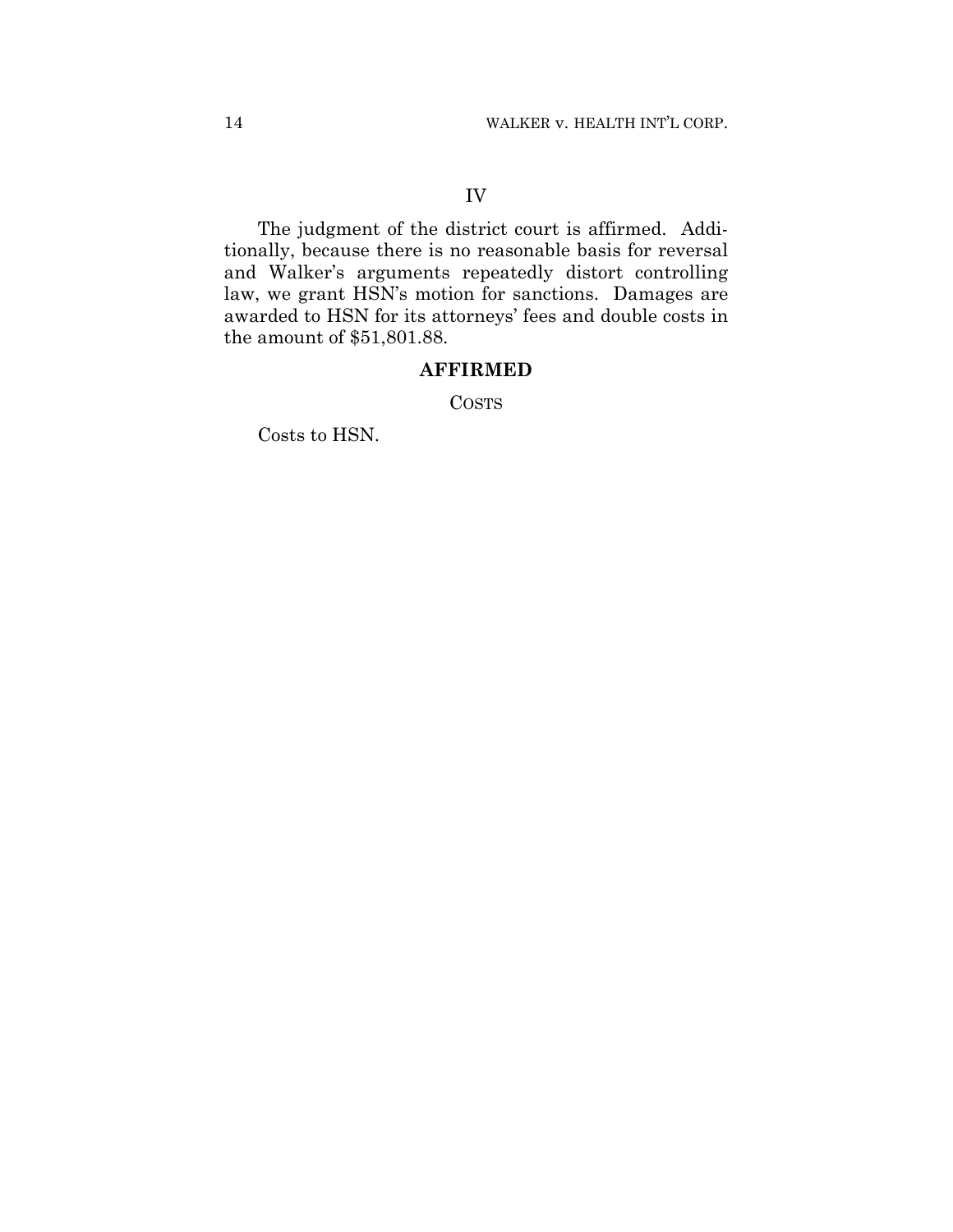## IV

The judgment of the district court is affirmed. Additionally, because there is no reasonable basis for reversal and Walker's arguments repeatedly distort controlling law, we grant HSN's motion for sanctions. Damages are awarded to HSN for its attorneys' fees and double costs in the amount of $51,801.88.

**AFFIRMED**

COSTS

Costs to HSN.